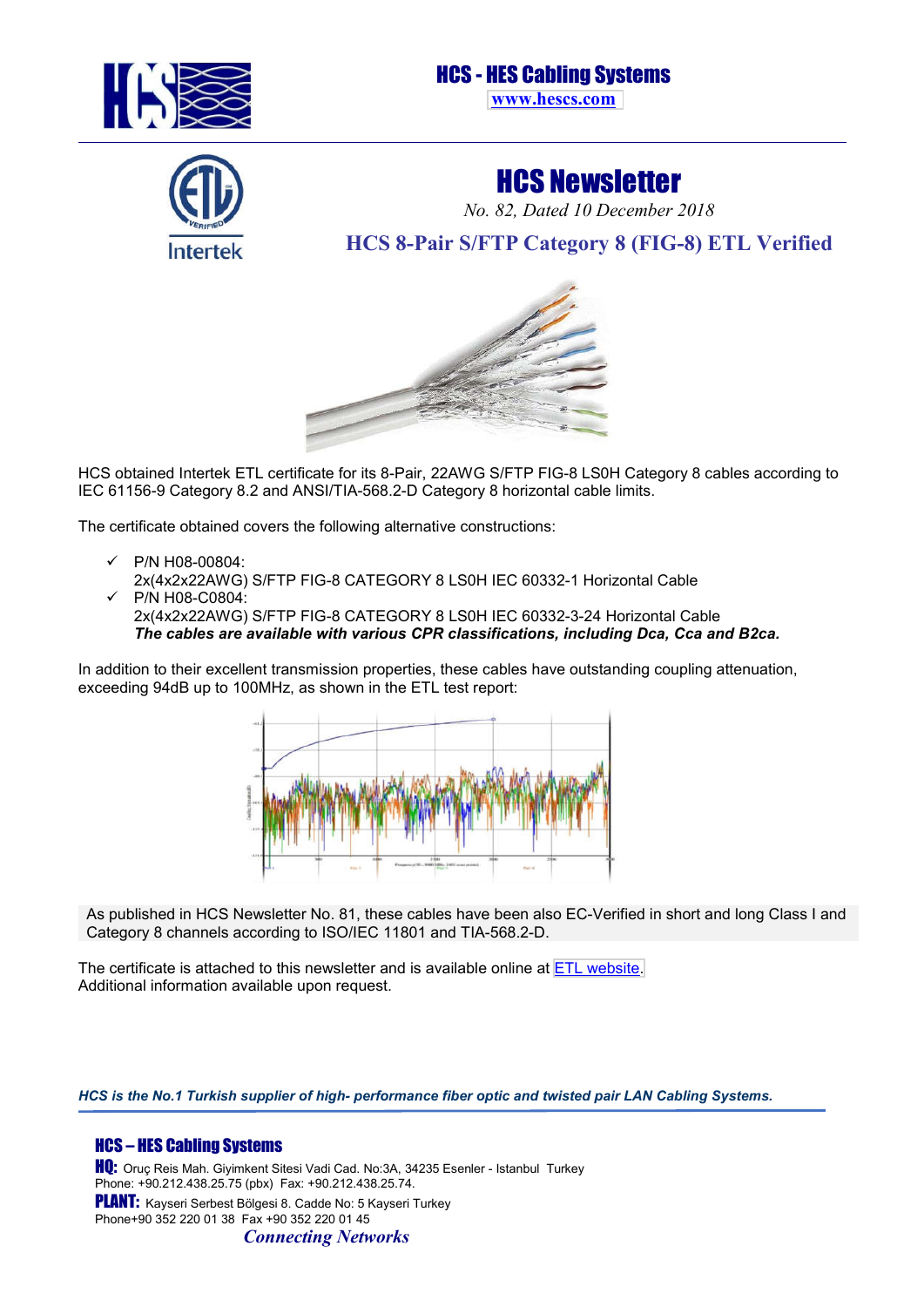# HCS - HES Cabling Systems

www.hescs.com

## HCS Newsletter

*No. 82, Dated 10 December 2018*

### HCS 8-Pair S/FTP Category 8 (FIG-8) ETL Verified

HCS obtained Intertek ETL certificate for its 8-Pair, 22AWG S/FTP FIG-8 LS0H Category 8 cables according to IEC 61156-9 Category 8.2 and ANSI/TIA-568.2-D Category 8 horizontal cable limits.

The certificate obtained covers the following alternative constructions:

- ✓ P/N H08-00804:
  2x(4x2x22AWG) S/FTP FIG-8 CATEGORY 8 LS0H IEC 60332-1 Horizontal Cable
- ✓ P/N H08-C0804:
  2x(4x2x22AWG) S/FTP FIG-8 CATEGORY 8 LS0H IEC 60332-3-24 Horizontal Cable
  ***The cables are available with various CPR classifications, including Dca, Cca and B2ca.***

In addition to their excellent transmission properties, these cables have outstanding coupling attenuation, exceeding 94dB up to 100MHz, as shown in the ETL test report:

As published in HCS Newsletter No. 81, these cables have been also EC-Verified in short and long Class I and Category 8 channels according to ISO/IEC 11801 and TIA-568.2-D.

The certificate is attached to this newsletter and is available online at ETL website.
Additional information available upon request.

***HCS is the No.1 Turkish supplier of high- performance fiber optic and twisted pair LAN Cabling Systems.***

**HCS – HES Cabling Systems**

**HQ:** Oruç Reis Mah. Giyimkent Sitesi Vadi Cad. No:3A, 34235 Esenler - Istanbul Turkey
Phone: +90.212.438.25.75 (pbx) Fax: +90.212.438.25.74.

**PLANT:** Kayseri Serbest Bölgesi 8. Cadde No: 5 Kayseri Turkey
Phone+90 352 220 01 38 Fax +90 352 220 01 45

*Connecting Networks*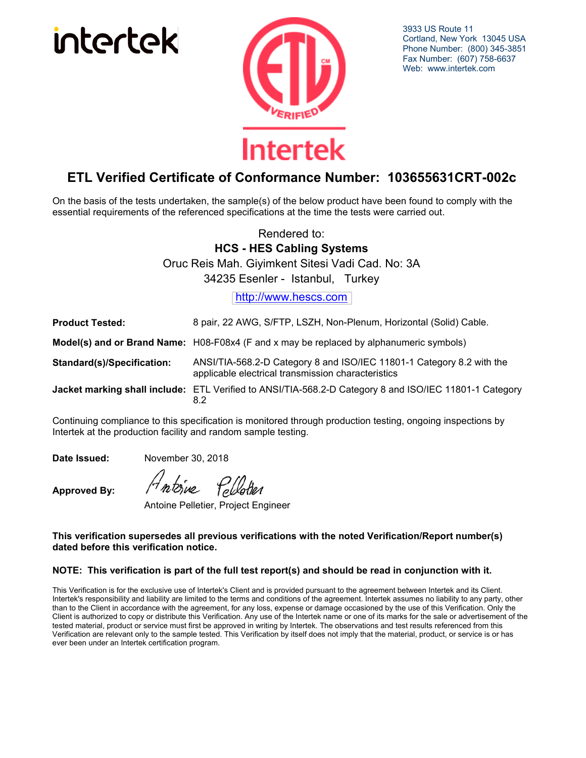intertek

Intertek

3933 US Route 11
Cortland, New York 13045 USA
Phone Number: (800) 345-3851
Fax Number: (607) 758-6637
Web: www.intertek.com

# ETL Verified Certificate of Conformance Number: 103655631CRT-002c

On the basis of the tests undertaken, the sample(s) of the below product have been found to comply with the essential requirements of the referenced specifications at the time the tests were carried out.

Rendered to:
**HCS - HES Cabling Systems**
Oruc Reis Mah. Giyimkent Sitesi Vadi Cad. No: 3A
34235 Esenler - Istanbul, Turkey
http://www.hescs.com

| | |
|---|---|
| **Product Tested:** | 8 pair, 22 AWG, S/FTP, LSZH, Non-Plenum, Horizontal (Solid) Cable. |
| **Model(s) and or Brand Name:** | H08-F08x4 (F and x may be replaced by alphanumeric symbols) |
| **Standard(s)/Specification:** | ANSI/TIA-568.2-D Category 8 and ISO/IEC 11801-1 Category 8.2 with the applicable electrical transmission characteristics |
| **Jacket marking shall include:** | ETL Verified to ANSI/TIA-568.2-D Category 8 and ISO/IEC 11801-1 Category 8.2 |

Continuing compliance to this specification is monitored through production testing, ongoing inspections by Intertek at the production facility and random sample testing.

**Date Issued:** November 30, 2018

**Approved By:**

Antoine Pelletier, Project Engineer

**This verification supersedes all previous verifications with the noted Verification/Report number(s) dated before this verification notice.**

**NOTE: This verification is part of the full test report(s) and should be read in conjunction with it.**

This Verification is for the exclusive use of Intertek's Client and is provided pursuant to the agreement between Intertek and its Client. Intertek's responsibility and liability are limited to the terms and conditions of the agreement. Intertek assumes no liability to any party, other than to the Client in accordance with the agreement, for any loss, expense or damage occasioned by the use of this Verification. Only the Client is authorized to copy or distribute this Verification. Any use of the Intertek name or one of its marks for the sale or advertisement of the tested material, product or service must first be approved in writing by Intertek. The observations and test results referenced from this Verification are relevant only to the sample tested. This Verification by itself does not imply that the material, product, or service is or has ever been under an Intertek certification program.